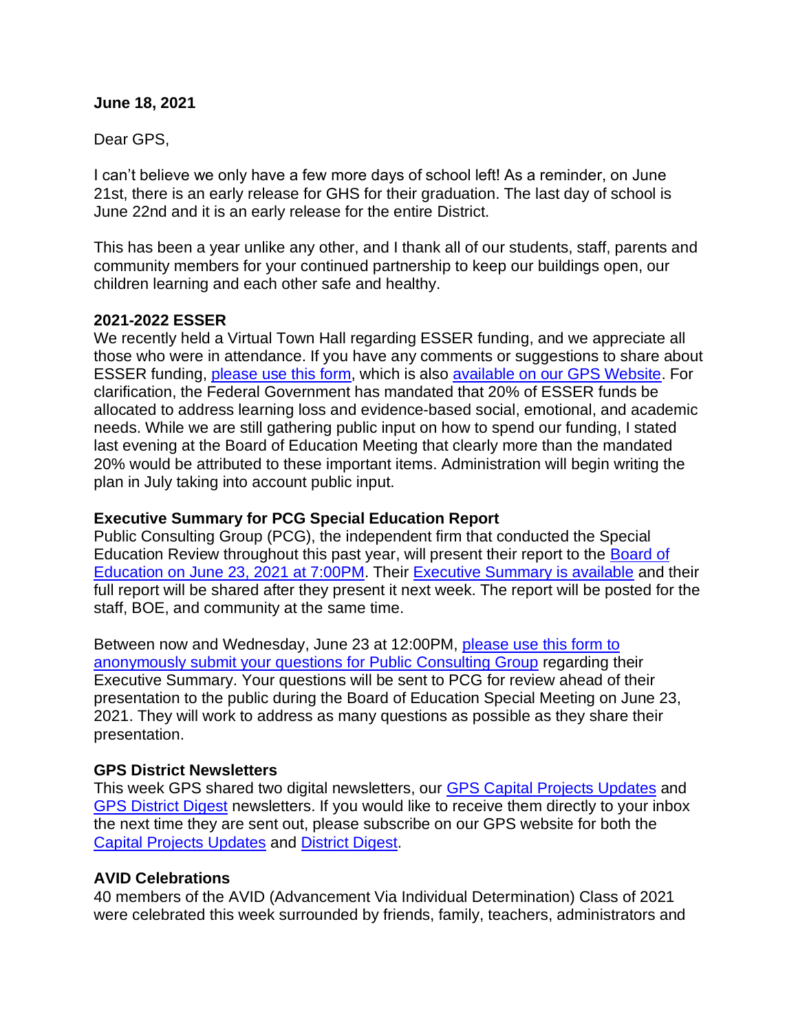**June 18, 2021**

Dear GPS,

I can't believe we only have a few more days of school left! As a reminder, on June 21st, there is an early release for GHS for their graduation. The last day of school is June 22nd and it is an early release for the entire District.

This has been a year unlike any other, and I thank all of our students, staff, parents and community members for your continued partnership to keep our buildings open, our children learning and each other safe and healthy.

**2021-2022 ESSER**

We recently held a Virtual Town Hall regarding ESSER funding, and we appreciate all those who were in attendance. If you have any comments or suggestions to share about ESSER funding, please use this form, which is also available on our GPS Website. For clarification, the Federal Government has mandated that 20% of ESSER funds be allocated to address learning loss and evidence-based social, emotional, and academic needs. While we are still gathering public input on how to spend our funding, I stated last evening at the Board of Education Meeting that clearly more than the mandated 20% would be attributed to these important items. Administration will begin writing the plan in July taking into account public input.

**Executive Summary for PCG Special Education Report**

Public Consulting Group (PCG), the independent firm that conducted the Special Education Review throughout this past year, will present their report to the Board of Education on June 23, 2021 at 7:00PM. Their Executive Summary is available and their full report will be shared after they present it next week. The report will be posted for the staff, BOE, and community at the same time.

Between now and Wednesday, June 23 at 12:00PM, please use this form to anonymously submit your questions for Public Consulting Group regarding their Executive Summary. Your questions will be sent to PCG for review ahead of their presentation to the public during the Board of Education Special Meeting on June 23, 2021. They will work to address as many questions as possible as they share their presentation.

**GPS District Newsletters**

This week GPS shared two digital newsletters, our GPS Capital Projects Updates and GPS District Digest newsletters. If you would like to receive them directly to your inbox the next time they are sent out, please subscribe on our GPS website for both the Capital Projects Updates and District Digest.

**AVID Celebrations**

40 members of the AVID (Advancement Via Individual Determination) Class of 2021 were celebrated this week surrounded by friends, family, teachers, administrators and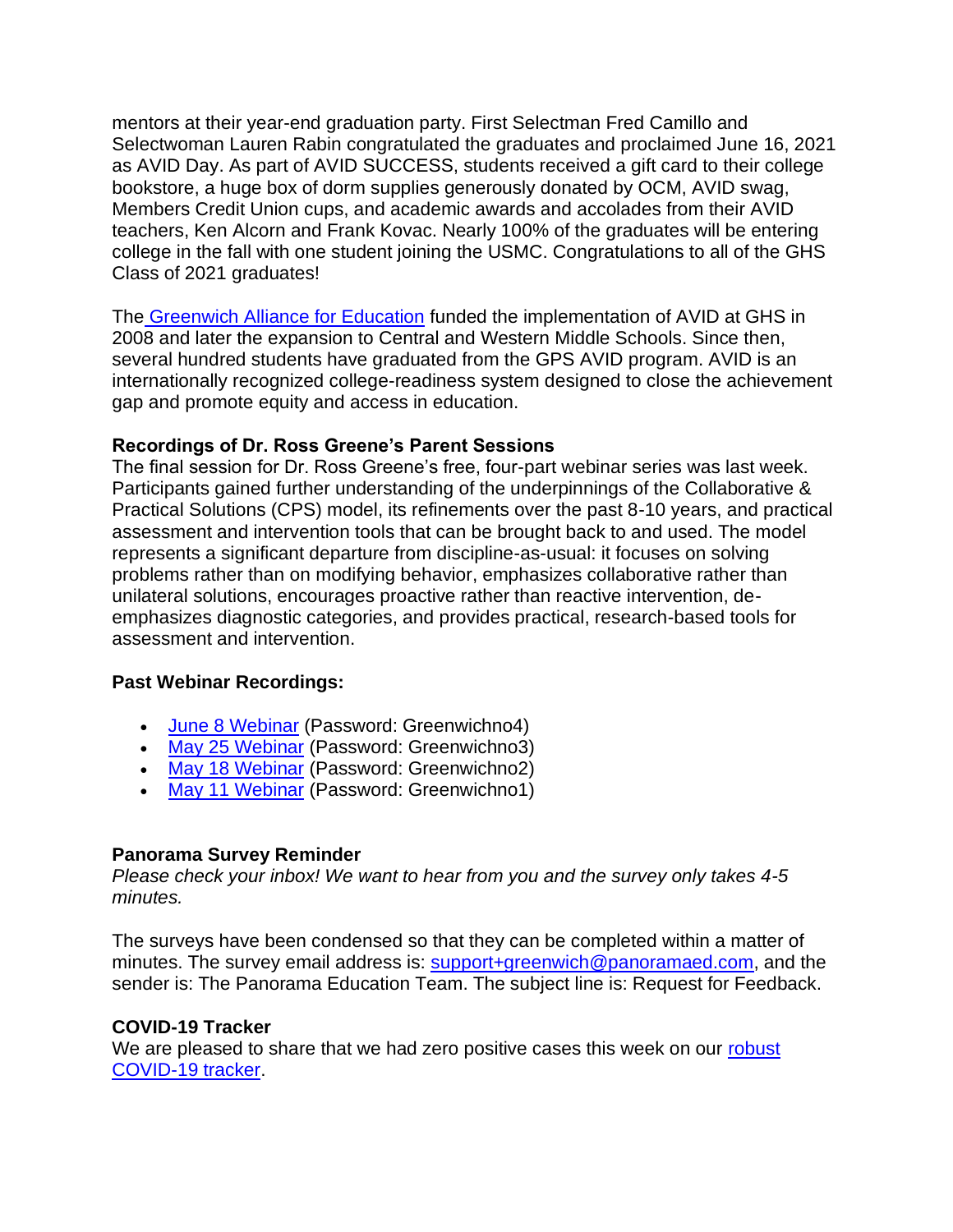mentors at their year-end graduation party. First Selectman Fred Camillo and Selectwoman Lauren Rabin congratulated the graduates and proclaimed June 16, 2021 as AVID Day. As part of AVID SUCCESS, students received a gift card to their college bookstore, a huge box of dorm supplies generously donated by OCM, AVID swag, Members Credit Union cups, and academic awards and accolades from their AVID teachers, Ken Alcorn and Frank Kovac. Nearly 100% of the graduates will be entering college in the fall with one student joining the USMC. Congratulations to all of the GHS Class of 2021 graduates!

The Greenwich Alliance for Education funded the implementation of AVID at GHS in 2008 and later the expansion to Central and Western Middle Schools. Since then, several hundred students have graduated from the GPS AVID program. AVID is an internationally recognized college-readiness system designed to close the achievement gap and promote equity and access in education.

**Recordings of Dr. Ross Greene's Parent Sessions**

The final session for Dr. Ross Greene's free, four-part webinar series was last week. Participants gained further understanding of the underpinnings of the Collaborative & Practical Solutions (CPS) model, its refinements over the past 8-10 years, and practical assessment and intervention tools that can be brought back to and used. The model represents a significant departure from discipline-as-usual: it focuses on solving problems rather than on modifying behavior, emphasizes collaborative rather than unilateral solutions, encourages proactive rather than reactive intervention, de-emphasizes diagnostic categories, and provides practical, research-based tools for assessment and intervention.

**Past Webinar Recordings:**

- June 8 Webinar (Password: Greenwichno4)
- May 25 Webinar (Password: Greenwichno3)
- May 18 Webinar (Password: Greenwichno2)
- May 11 Webinar (Password: Greenwichno1)

**Panorama Survey Reminder**

*Please check your inbox! We want to hear from you and the survey only takes 4-5 minutes.*

The surveys have been condensed so that they can be completed within a matter of minutes. The survey email address is: support+greenwich@panoramaed.com, and the sender is: The Panorama Education Team. The subject line is: Request for Feedback.

**COVID-19 Tracker**

We are pleased to share that we had zero positive cases this week on our robust COVID-19 tracker.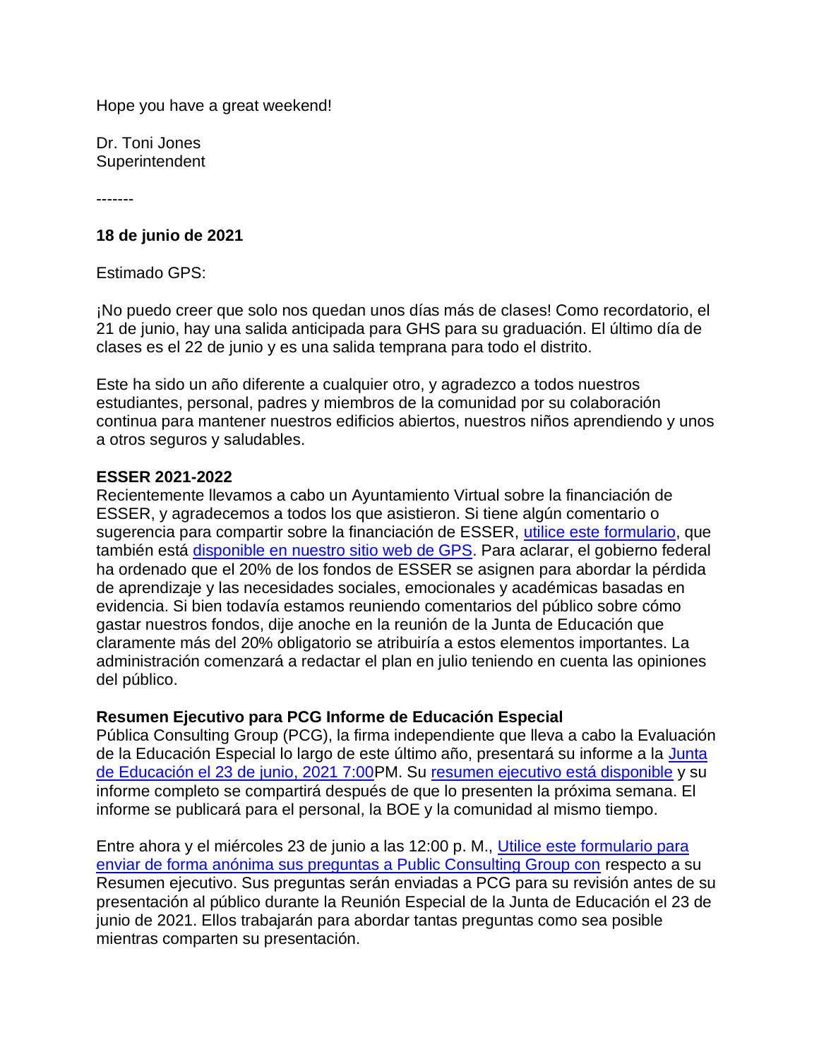Hope you have a great weekend!

Dr. Toni Jones
Superintendent

-------

**18 de junio de 2021**

Estimado GPS:

¡No puedo creer que solo nos quedan unos días más de clases! Como recordatorio, el 21 de junio, hay una salida anticipada para GHS para su graduación. El último día de clases es el 22 de junio y es una salida temprana para todo el distrito.

Este ha sido un año diferente a cualquier otro, y agradezco a todos nuestros estudiantes, personal, padres y miembros de la comunidad por su colaboración continua para mantener nuestros edificios abiertos, nuestros niños aprendiendo y unos a otros seguros y saludables.

**ESSER 2021-2022**
Recientemente llevamos a cabo un Ayuntamiento Virtual sobre la financiación de ESSER, y agradecemos a todos los que asistieron. Si tiene algún comentario o sugerencia para compartir sobre la financiación de ESSER, utilice este formulario, que también está disponible en nuestro sitio web de GPS. Para aclarar, el gobierno federal ha ordenado que el 20% de los fondos de ESSER se asignen para abordar la pérdida de aprendizaje y las necesidades sociales, emocionales y académicas basadas en evidencia. Si bien todavía estamos reuniendo comentarios del público sobre cómo gastar nuestros fondos, dije anoche en la reunión de la Junta de Educación que claramente más del 20% obligatorio se atribuiría a estos elementos importantes. La administración comenzará a redactar el plan en julio teniendo en cuenta las opiniones del público.

**Resumen Ejecutivo para PCG Informe de Educación Especial**
Pública Consulting Group (PCG), la firma independiente que lleva a cabo la Evaluación de la Educación Especial lo largo de este último año, presentará su informe a la Junta de Educación el 23 de junio, 2021 7:00PM. Su resumen ejecutivo está disponible y su informe completo se compartirá después de que lo presenten la próxima semana. El informe se publicará para el personal, la BOE y la comunidad al mismo tiempo.

Entre ahora y el miércoles 23 de junio a las 12:00 p. M., Utilice este formulario para enviar de forma anónima sus preguntas a Public Consulting Group con respecto a su Resumen ejecutivo. Sus preguntas serán enviadas a PCG para su revisión antes de su presentación al público durante la Reunión Especial de la Junta de Educación el 23 de junio de 2021. Ellos trabajarán para abordar tantas preguntas como sea posible mientras comparten su presentación.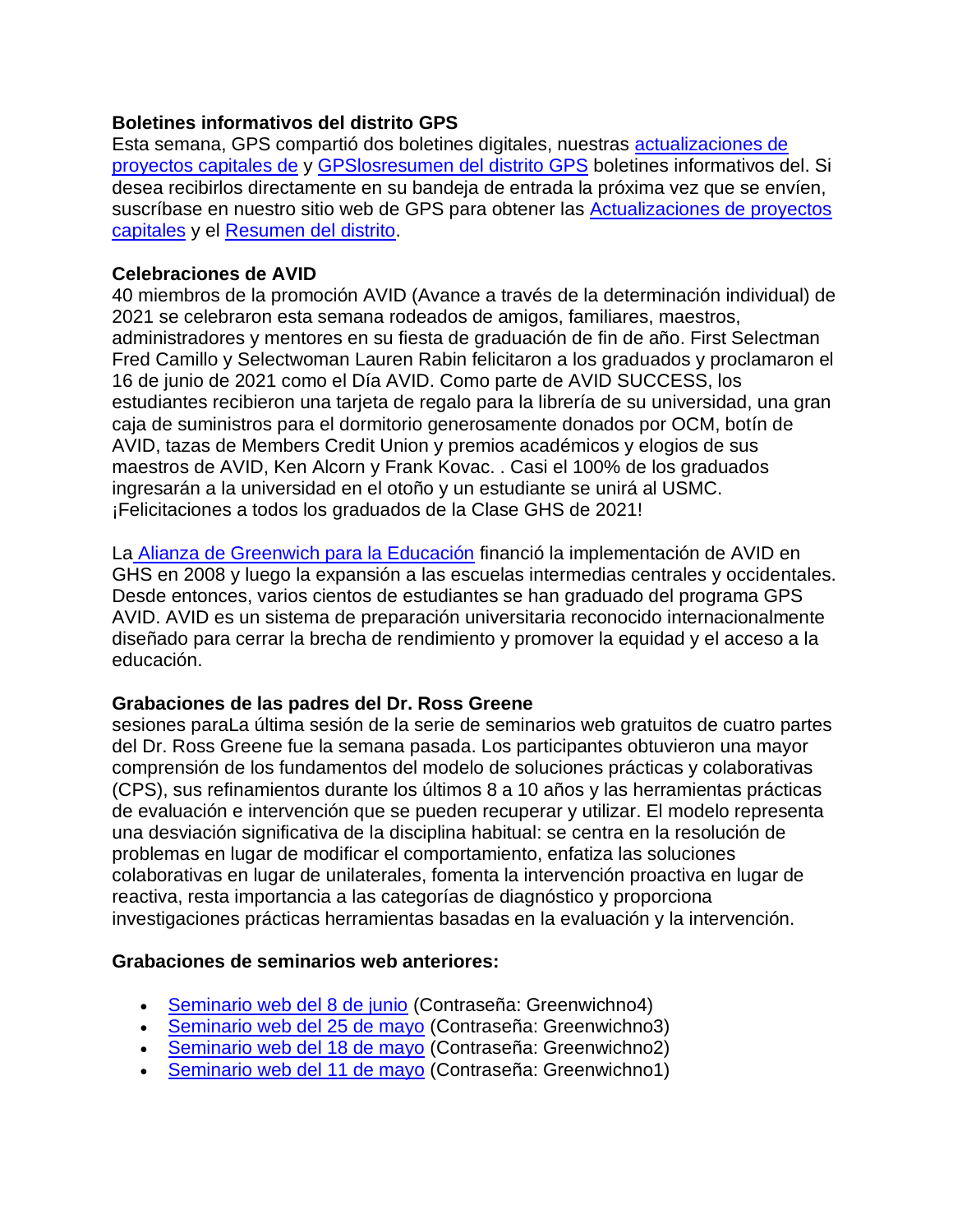**Boletines informativos del distrito GPS**

Esta semana, GPS compartió dos boletines digitales, nuestras actualizaciones de proyectos capitales de y GPSlosresumen del distrito GPS boletines informativos del. Si desea recibirlos directamente en su bandeja de entrada la próxima vez que se envíen, suscríbase en nuestro sitio web de GPS para obtener las Actualizaciones de proyectos capitales y el Resumen del distrito.

**Celebraciones de AVID**

40 miembros de la promoción AVID (Avance a través de la determinación individual) de 2021 se celebraron esta semana rodeados de amigos, familiares, maestros, administradores y mentores en su fiesta de graduación de fin de año. First Selectman Fred Camillo y Selectwoman Lauren Rabin felicitaron a los graduados y proclamaron el 16 de junio de 2021 como el Día AVID. Como parte de AVID SUCCESS, los estudiantes recibieron una tarjeta de regalo para la librería de su universidad, una gran caja de suministros para el dormitorio generosamente donados por OCM, botín de AVID, tazas de Members Credit Union y premios académicos y elogios de sus maestros de AVID, Ken Alcorn y Frank Kovac. . Casi el 100% de los graduados ingresarán a la universidad en el otoño y un estudiante se unirá al USMC. ¡Felicitaciones a todos los graduados de la Clase GHS de 2021!

La Alianza de Greenwich para la Educación financió la implementación de AVID en GHS en 2008 y luego la expansión a las escuelas intermedias centrales y occidentales. Desde entonces, varios cientos de estudiantes se han graduado del programa GPS AVID. AVID es un sistema de preparación universitaria reconocido internacionalmente diseñado para cerrar la brecha de rendimiento y promover la equidad y el acceso a la educación.

**Grabaciones de las padres del Dr. Ross Greene**

sesiones paraLa última sesión de la serie de seminarios web gratuitos de cuatro partes del Dr. Ross Greene fue la semana pasada. Los participantes obtuvieron una mayor comprensión de los fundamentos del modelo de soluciones prácticas y colaborativas (CPS), sus refinamientos durante los últimos 8 a 10 años y las herramientas prácticas de evaluación e intervención que se pueden recuperar y utilizar. El modelo representa una desviación significativa de la disciplina habitual: se centra en la resolución de problemas en lugar de modificar el comportamiento, enfatiza las soluciones colaborativas en lugar de unilaterales, fomenta la intervención proactiva en lugar de reactiva, resta importancia a las categorías de diagnóstico y proporciona investigaciones prácticas herramientas basadas en la evaluación y la intervención.

**Grabaciones de seminarios web anteriores:**

- Seminario web del 8 de junio (Contraseña: Greenwichno4)
- Seminario web del 25 de mayo (Contraseña: Greenwichno3)
- Seminario web del 18 de mayo (Contraseña: Greenwichno2)
- Seminario web del 11 de mayo (Contraseña: Greenwichno1)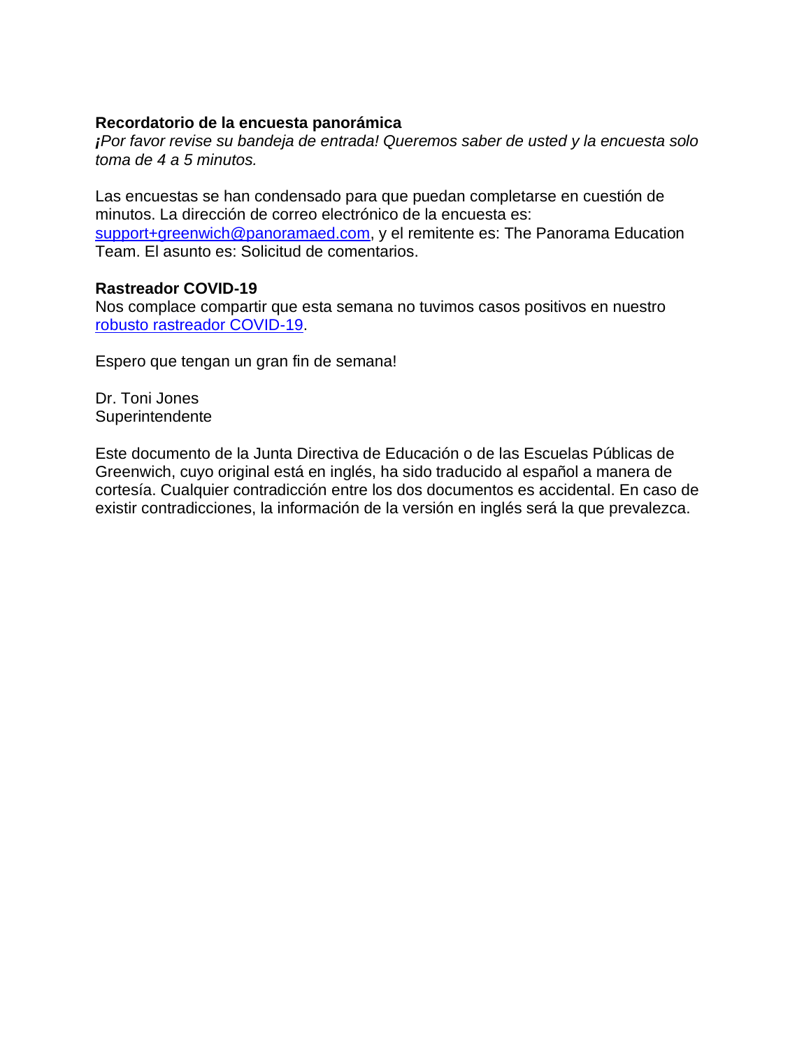**Recordatorio de la encuesta panorámica**
*¡Por favor revise su bandeja de entrada! Queremos saber de usted y la encuesta solo toma de 4 a 5 minutos.*

Las encuestas se han condensado para que puedan completarse en cuestión de minutos. La dirección de correo electrónico de la encuesta es: support+greenwich@panoramaed.com, y el remitente es: The Panorama Education Team. El asunto es: Solicitud de comentarios.

**Rastreador COVID-19**
Nos complace compartir que esta semana no tuvimos casos positivos en nuestro robusto rastreador COVID-19.

Espero que tengan un gran fin de semana!

Dr. Toni Jones
Superintendente

Este documento de la Junta Directiva de Educación o de las Escuelas Públicas de Greenwich, cuyo original está en inglés, ha sido traducido al español a manera de cortesía. Cualquier contradicción entre los dos documentos es accidental. En caso de existir contradicciones, la información de la versión en inglés será la que prevalezca.